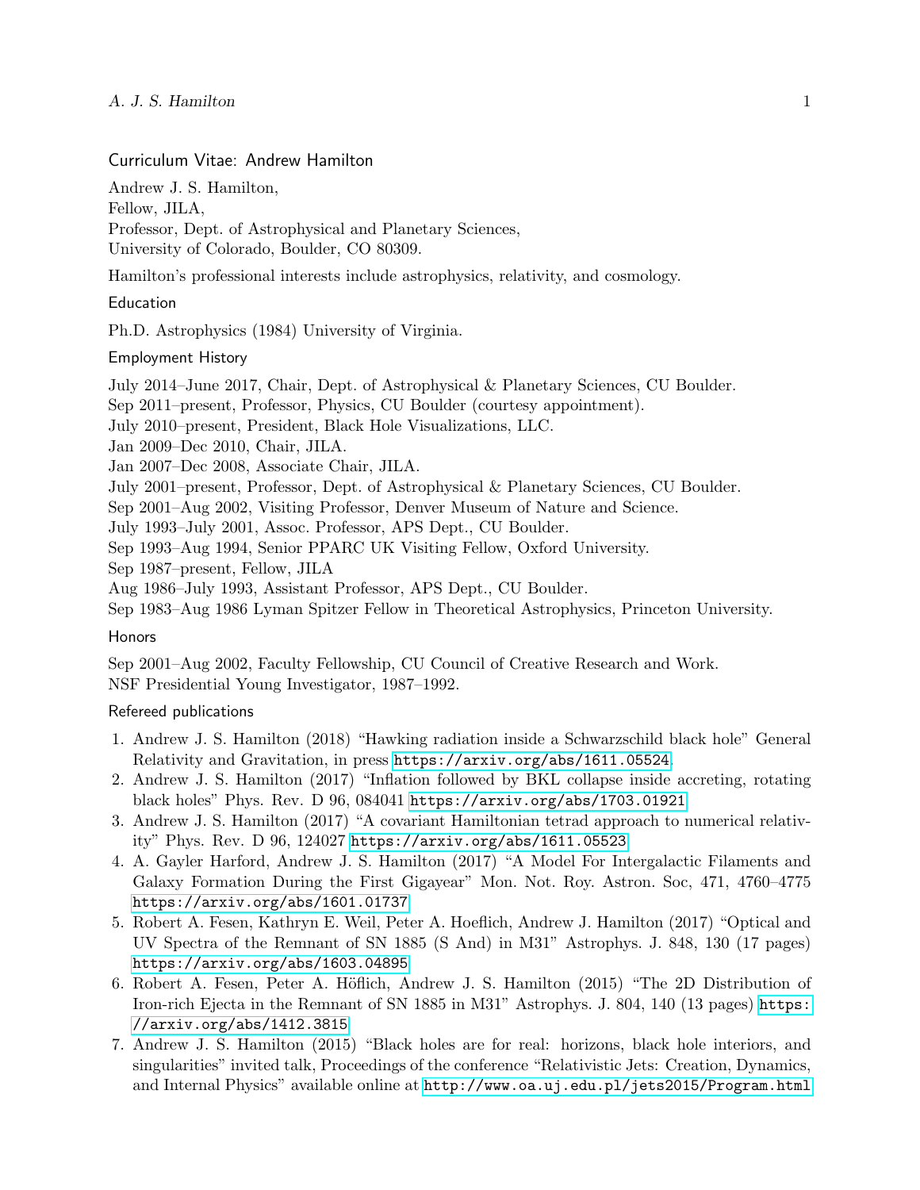# Curriculum Vitae: Andrew Hamilton

Andrew J. S. Hamilton,
Fellow, JILA,
Professor, Dept. of Astrophysical and Planetary Sciences,
University of Colorado, Boulder, CO 80309.

Hamilton's professional interests include astrophysics, relativity, and cosmology.

## Education

Ph.D. Astrophysics (1984) University of Virginia.

## Employment History

July 2014–June 2017, Chair, Dept. of Astrophysical & Planetary Sciences, CU Boulder.
Sep 2011–present, Professor, Physics, CU Boulder (courtesy appointment).
July 2010–present, President, Black Hole Visualizations, LLC.
Jan 2009–Dec 2010, Chair, JILA.
Jan 2007–Dec 2008, Associate Chair, JILA.
July 2001–present, Professor, Dept. of Astrophysical & Planetary Sciences, CU Boulder.
Sep 2001–Aug 2002, Visiting Professor, Denver Museum of Nature and Science.
July 1993–July 2001, Assoc. Professor, APS Dept., CU Boulder.
Sep 1993–Aug 1994, Senior PPARC UK Visiting Fellow, Oxford University.
Sep 1987–present, Fellow, JILA
Aug 1986–July 1993, Assistant Professor, APS Dept., CU Boulder.
Sep 1983–Aug 1986 Lyman Spitzer Fellow in Theoretical Astrophysics, Princeton University.

## Honors

Sep 2001–Aug 2002, Faculty Fellowship, CU Council of Creative Research and Work.
NSF Presidential Young Investigator, 1987–1992.

## Refereed publications

1. Andrew J. S. Hamilton (2018) "Hawking radiation inside a Schwarzschild black hole" General Relativity and Gravitation, in press https://arxiv.org/abs/1611.05524.
2. Andrew J. S. Hamilton (2017) "Inflation followed by BKL collapse inside accreting, rotating black holes" Phys. Rev. D 96, 084041 https://arxiv.org/abs/1703.01921
3. Andrew J. S. Hamilton (2017) "A covariant Hamiltonian tetrad approach to numerical relativity" Phys. Rev. D 96, 124027 https://arxiv.org/abs/1611.05523
4. A. Gayler Harford, Andrew J. S. Hamilton (2017) "A Model For Intergalactic Filaments and Galaxy Formation During the First Gigayear" Mon. Not. Roy. Astron. Soc, 471, 4760–4775 https://arxiv.org/abs/1601.01737
5. Robert A. Fesen, Kathryn E. Weil, Peter A. Hoeflich, Andrew J. Hamilton (2017) "Optical and UV Spectra of the Remnant of SN 1885 (S And) in M31" Astrophys. J. 848, 130 (17 pages) https://arxiv.org/abs/1603.04895
6. Robert A. Fesen, Peter A. Höflich, Andrew J. S. Hamilton (2015) "The 2D Distribution of Iron-rich Ejecta in the Remnant of SN 1885 in M31" Astrophys. J. 804, 140 (13 pages) https://arxiv.org/abs/1412.3815
7. Andrew J. S. Hamilton (2015) "Black holes are for real: horizons, black hole interiors, and singularities" invited talk, Proceedings of the conference "Relativistic Jets: Creation, Dynamics, and Internal Physics" available online at http://www.oa.uj.edu.pl/jets2015/Program.html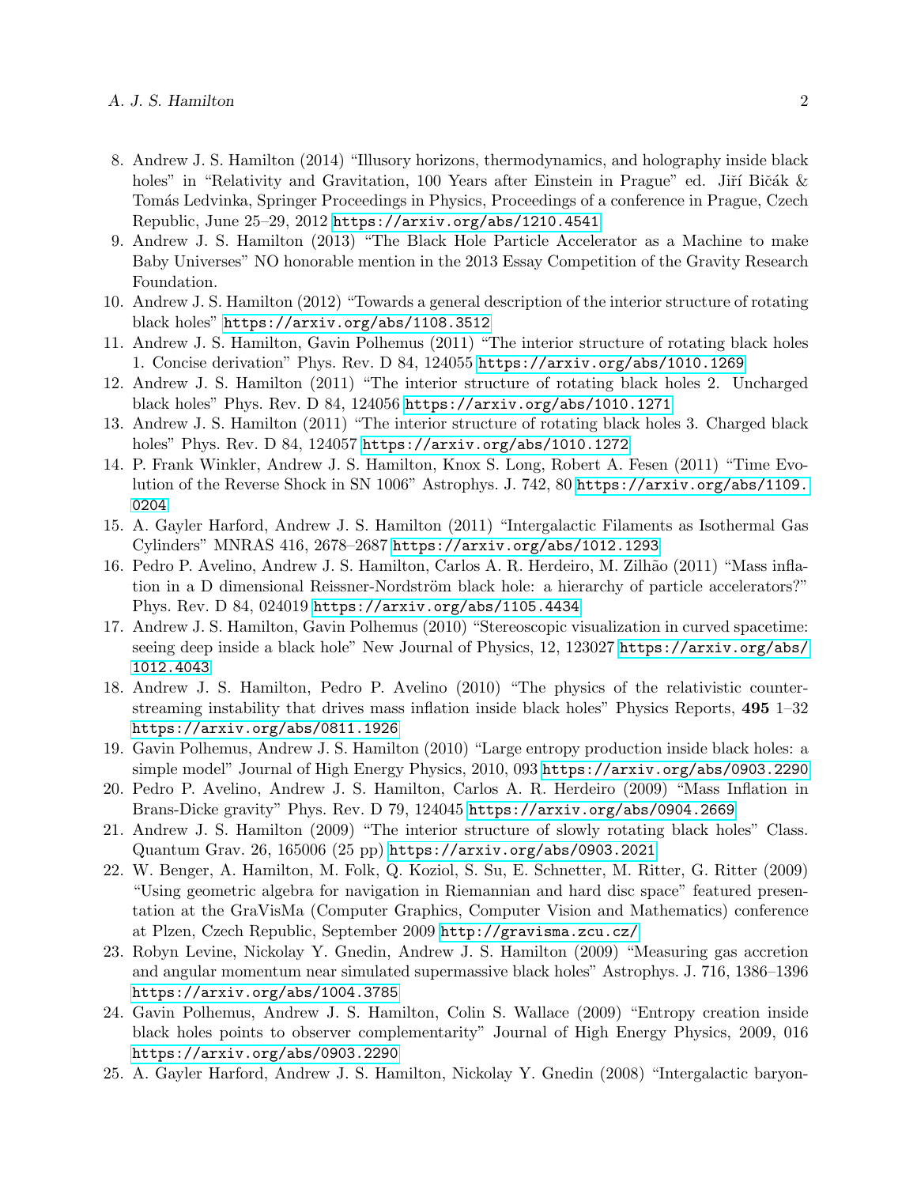8. Andrew J. S. Hamilton (2014) "Illusory horizons, thermodynamics, and holography inside black holes" in "Relativity and Gravitation, 100 Years after Einstein in Prague" ed. Jiří Bičák & Tomás Ledvinka, Springer Proceedings in Physics, Proceedings of a conference in Prague, Czech Republic, June 25–29, 2012 https://arxiv.org/abs/1210.4541
9. Andrew J. S. Hamilton (2013) "The Black Hole Particle Accelerator as a Machine to make Baby Universes" NO honorable mention in the 2013 Essay Competition of the Gravity Research Foundation.
10. Andrew J. S. Hamilton (2012) "Towards a general description of the interior structure of rotating black holes" https://arxiv.org/abs/1108.3512
11. Andrew J. S. Hamilton, Gavin Polhemus (2011) "The interior structure of rotating black holes 1. Concise derivation" Phys. Rev. D 84, 124055 https://arxiv.org/abs/1010.1269
12. Andrew J. S. Hamilton (2011) "The interior structure of rotating black holes 2. Uncharged black holes" Phys. Rev. D 84, 124056 https://arxiv.org/abs/1010.1271
13. Andrew J. S. Hamilton (2011) "The interior structure of rotating black holes 3. Charged black holes" Phys. Rev. D 84, 124057 https://arxiv.org/abs/1010.1272
14. P. Frank Winkler, Andrew J. S. Hamilton, Knox S. Long, Robert A. Fesen (2011) "Time Evolution of the Reverse Shock in SN 1006" Astrophys. J. 742, 80 https://arxiv.org/abs/1109.0204
15. A. Gayler Harford, Andrew J. S. Hamilton (2011) "Intergalactic Filaments as Isothermal Gas Cylinders" MNRAS 416, 2678–2687 https://arxiv.org/abs/1012.1293
16. Pedro P. Avelino, Andrew J. S. Hamilton, Carlos A. R. Herdeiro, M. Zilhão (2011) "Mass inflation in a D dimensional Reissner-Nordström black hole: a hierarchy of particle accelerators?" Phys. Rev. D 84, 024019 https://arxiv.org/abs/1105.4434
17. Andrew J. S. Hamilton, Gavin Polhemus (2010) "Stereoscopic visualization in curved spacetime: seeing deep inside a black hole" New Journal of Physics, 12, 123027 https://arxiv.org/abs/1012.4043
18. Andrew J. S. Hamilton, Pedro P. Avelino (2010) "The physics of the relativistic counter-streaming instability that drives mass inflation inside black holes" Physics Reports, **495** 1–32 https://arxiv.org/abs/0811.1926
19. Gavin Polhemus, Andrew J. S. Hamilton (2010) "Large entropy production inside black holes: a simple model" Journal of High Energy Physics, 2010, 093 https://arxiv.org/abs/0903.2290
20. Pedro P. Avelino, Andrew J. S. Hamilton, Carlos A. R. Herdeiro (2009) "Mass Inflation in Brans-Dicke gravity" Phys. Rev. D 79, 124045 https://arxiv.org/abs/0904.2669
21. Andrew J. S. Hamilton (2009) "The interior structure of slowly rotating black holes" Class. Quantum Grav. 26, 165006 (25 pp) https://arxiv.org/abs/0903.2021
22. W. Benger, A. Hamilton, M. Folk, Q. Koziol, S. Su, E. Schnetter, M. Ritter, G. Ritter (2009) "Using geometric algebra for navigation in Riemannian and hard disc space" featured presentation at the GraVisMa (Computer Graphics, Computer Vision and Mathematics) conference at Plzen, Czech Republic, September 2009 http://gravisma.zcu.cz/
23. Robyn Levine, Nickolay Y. Gnedin, Andrew J. S. Hamilton (2009) "Measuring gas accretion and angular momentum near simulated supermassive black holes" Astrophys. J. 716, 1386–1396 https://arxiv.org/abs/1004.3785
24. Gavin Polhemus, Andrew J. S. Hamilton, Colin S. Wallace (2009) "Entropy creation inside black holes points to observer complementarity" Journal of High Energy Physics, 2009, 016 https://arxiv.org/abs/0903.2290
25. A. Gayler Harford, Andrew J. S. Hamilton, Nickolay Y. Gnedin (2008) "Intergalactic baryon-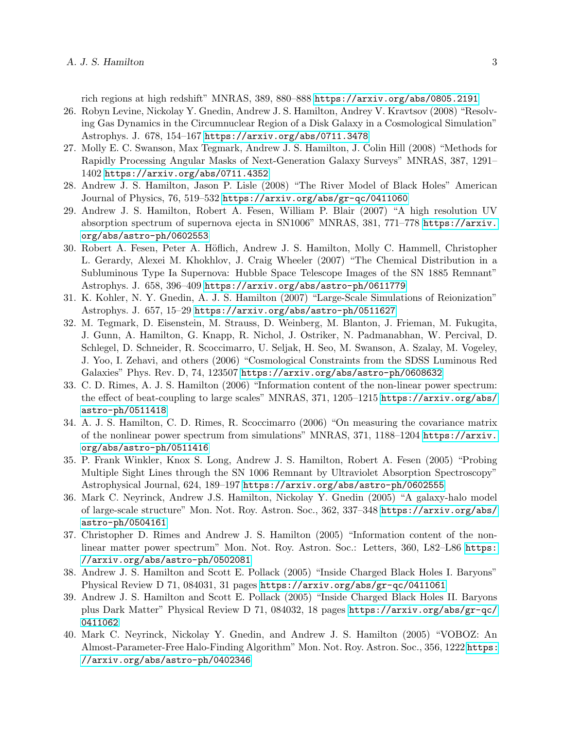rich regions at high redshift" MNRAS, 389, 880–888 https://arxiv.org/abs/0805.2191

26. Robyn Levine, Nickolay Y. Gnedin, Andrew J. S. Hamilton, Andrey V. Kravtsov (2008) "Resolving Gas Dynamics in the Circumnuclear Region of a Disk Galaxy in a Cosmological Simulation" Astrophys. J. 678, 154–167 https://arxiv.org/abs/0711.3478
27. Molly E. C. Swanson, Max Tegmark, Andrew J. S. Hamilton, J. Colin Hill (2008) "Methods for Rapidly Processing Angular Masks of Next-Generation Galaxy Surveys" MNRAS, 387, 1291–1402 https://arxiv.org/abs/0711.4352
28. Andrew J. S. Hamilton, Jason P. Lisle (2008) "The River Model of Black Holes" American Journal of Physics, 76, 519–532 https://arxiv.org/abs/gr-qc/0411060
29. Andrew J. S. Hamilton, Robert A. Fesen, William P. Blair (2007) "A high resolution UV absorption spectrum of supernova ejecta in SN1006" MNRAS, 381, 771–778 https://arxiv.org/abs/astro-ph/0602553
30. Robert A. Fesen, Peter A. Höflich, Andrew J. S. Hamilton, Molly C. Hammell, Christopher L. Gerardy, Alexei M. Khokhlov, J. Craig Wheeler (2007) "The Chemical Distribution in a Subluminous Type Ia Supernova: Hubble Space Telescope Images of the SN 1885 Remnant" Astrophys. J. 658, 396–409 https://arxiv.org/abs/astro-ph/0611779
31. K. Kohler, N. Y. Gnedin, A. J. S. Hamilton (2007) "Large-Scale Simulations of Reionization" Astrophys. J. 657, 15–29 https://arxiv.org/abs/astro-ph/0511627
32. M. Tegmark, D. Eisenstein, M. Strauss, D. Weinberg, M. Blanton, J. Frieman, M. Fukugita, J. Gunn, A. Hamilton, G. Knapp, R. Nichol, J. Ostriker, N. Padmanabhan, W. Percival, D. Schlegel, D. Schneider, R. Scoccimarro, U. Seljak, H. Seo, M. Swanson, A. Szalay, M. Vogeley, J. Yoo, I. Zehavi, and others (2006) "Cosmological Constraints from the SDSS Luminous Red Galaxies" Phys. Rev. D, 74, 123507 https://arxiv.org/abs/astro-ph/0608632
33. C. D. Rimes, A. J. S. Hamilton (2006) "Information content of the non-linear power spectrum: the effect of beat-coupling to large scales" MNRAS, 371, 1205–1215 https://arxiv.org/abs/astro-ph/0511418
34. A. J. S. Hamilton, C. D. Rimes, R. Scoccimarro (2006) "On measuring the covariance matrix of the nonlinear power spectrum from simulations" MNRAS, 371, 1188–1204 https://arxiv.org/abs/astro-ph/0511416
35. P. Frank Winkler, Knox S. Long, Andrew J. S. Hamilton, Robert A. Fesen (2005) "Probing Multiple Sight Lines through the SN 1006 Remnant by Ultraviolet Absorption Spectroscopy" Astrophysical Journal, 624, 189–197 https://arxiv.org/abs/astro-ph/0602555
36. Mark C. Neyrinck, Andrew J.S. Hamilton, Nickolay Y. Gnedin (2005) "A galaxy-halo model of large-scale structure" Mon. Not. Roy. Astron. Soc., 362, 337–348 https://arxiv.org/abs/astro-ph/0504161
37. Christopher D. Rimes and Andrew J. S. Hamilton (2005) "Information content of the non-linear matter power spectrum" Mon. Not. Roy. Astron. Soc.: Letters, 360, L82–L86 https://arxiv.org/abs/astro-ph/0502081
38. Andrew J. S. Hamilton and Scott E. Pollack (2005) "Inside Charged Black Holes I. Baryons" Physical Review D 71, 084031, 31 pages https://arxiv.org/abs/gr-qc/0411061
39. Andrew J. S. Hamilton and Scott E. Pollack (2005) "Inside Charged Black Holes II. Baryons plus Dark Matter" Physical Review D 71, 084032, 18 pages https://arxiv.org/abs/gr-qc/0411062
40. Mark C. Neyrinck, Nickolay Y. Gnedin, and Andrew J. S. Hamilton (2005) "VOBOZ: An Almost-Parameter-Free Halo-Finding Algorithm" Mon. Not. Roy. Astron. Soc., 356, 1222 https://arxiv.org/abs/astro-ph/0402346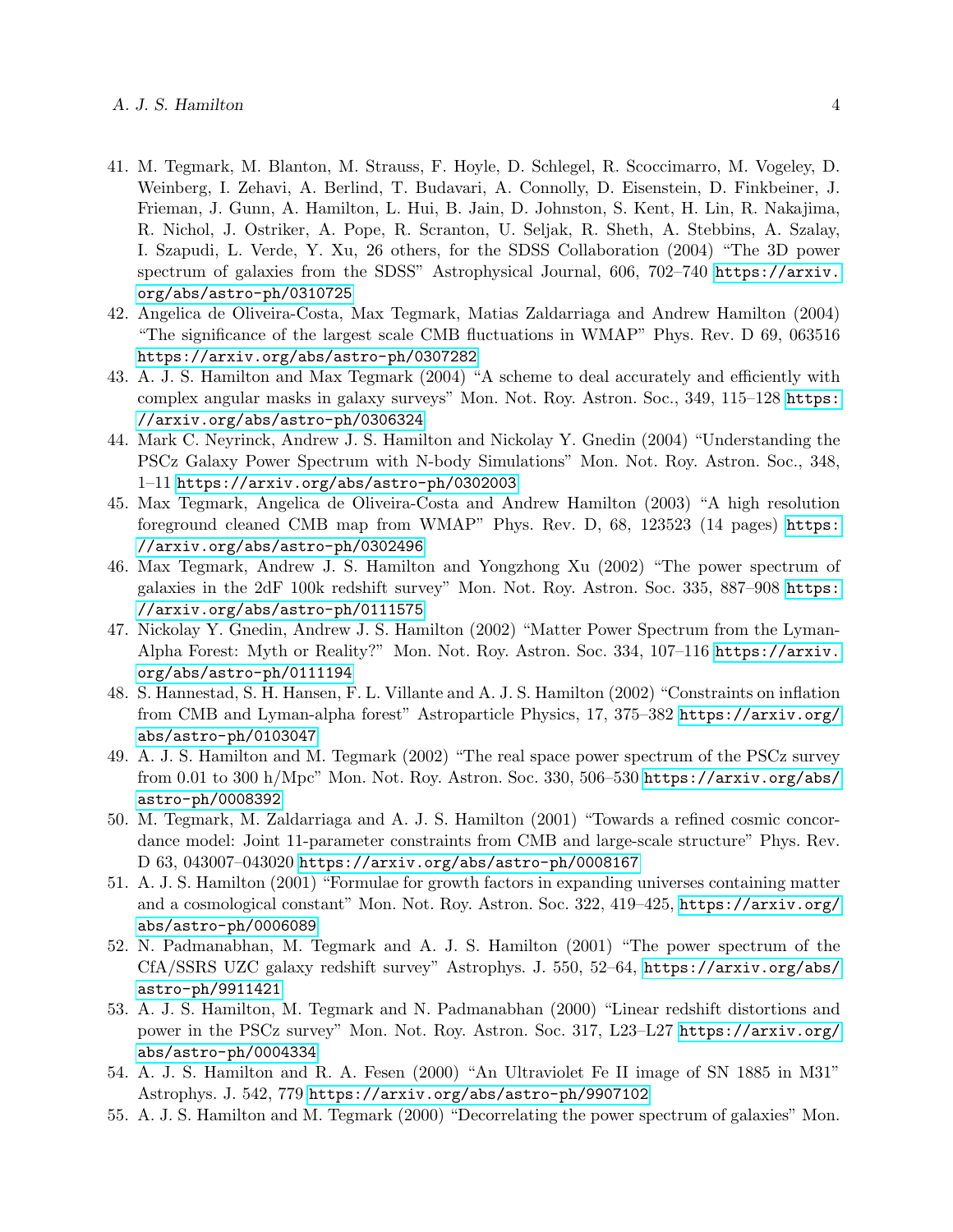41. M. Tegmark, M. Blanton, M. Strauss, F. Hoyle, D. Schlegel, R. Scoccimarro, M. Vogeley, D. Weinberg, I. Zehavi, A. Berlind, T. Budavari, A. Connolly, D. Eisenstein, D. Finkbeiner, J. Frieman, J. Gunn, A. Hamilton, L. Hui, B. Jain, D. Johnston, S. Kent, H. Lin, R. Nakajima, R. Nichol, J. Ostriker, A. Pope, R. Scranton, U. Seljak, R. Sheth, A. Stebbins, A. Szalay, I. Szapudi, L. Verde, Y. Xu, 26 others, for the SDSS Collaboration (2004) "The 3D power spectrum of galaxies from the SDSS" Astrophysical Journal, 606, 702–740 https://arxiv.org/abs/astro-ph/0310725
42. Angelica de Oliveira-Costa, Max Tegmark, Matias Zaldarriaga and Andrew Hamilton (2004) "The significance of the largest scale CMB fluctuations in WMAP" Phys. Rev. D 69, 063516 https://arxiv.org/abs/astro-ph/0307282
43. A. J. S. Hamilton and Max Tegmark (2004) "A scheme to deal accurately and efficiently with complex angular masks in galaxy surveys" Mon. Not. Roy. Astron. Soc., 349, 115–128 https://arxiv.org/abs/astro-ph/0306324
44. Mark C. Neyrinck, Andrew J. S. Hamilton and Nickolay Y. Gnedin (2004) "Understanding the PSCz Galaxy Power Spectrum with N-body Simulations" Mon. Not. Roy. Astron. Soc., 348, 1–11 https://arxiv.org/abs/astro-ph/0302003
45. Max Tegmark, Angelica de Oliveira-Costa and Andrew Hamilton (2003) "A high resolution foreground cleaned CMB map from WMAP" Phys. Rev. D, 68, 123523 (14 pages) https://arxiv.org/abs/astro-ph/0302496
46. Max Tegmark, Andrew J. S. Hamilton and Yongzhong Xu (2002) "The power spectrum of galaxies in the 2dF 100k redshift survey" Mon. Not. Roy. Astron. Soc. 335, 887–908 https://arxiv.org/abs/astro-ph/0111575
47. Nickolay Y. Gnedin, Andrew J. S. Hamilton (2002) "Matter Power Spectrum from the Lyman-Alpha Forest: Myth or Reality?" Mon. Not. Roy. Astron. Soc. 334, 107–116 https://arxiv.org/abs/astro-ph/0111194
48. S. Hannestad, S. H. Hansen, F. L. Villante and A. J. S. Hamilton (2002) "Constraints on inflation from CMB and Lyman-alpha forest" Astroparticle Physics, 17, 375–382 https://arxiv.org/abs/astro-ph/0103047
49. A. J. S. Hamilton and M. Tegmark (2002) "The real space power spectrum of the PSCz survey from 0.01 to 300 h/Mpc" Mon. Not. Roy. Astron. Soc. 330, 506–530 https://arxiv.org/abs/astro-ph/0008392
50. M. Tegmark, M. Zaldarriaga and A. J. S. Hamilton (2001) "Towards a refined cosmic concordance model: Joint 11-parameter constraints from CMB and large-scale structure" Phys. Rev. D 63, 043007–043020 https://arxiv.org/abs/astro-ph/0008167
51. A. J. S. Hamilton (2001) "Formulae for growth factors in expanding universes containing matter and a cosmological constant" Mon. Not. Roy. Astron. Soc. 322, 419–425, https://arxiv.org/abs/astro-ph/0006089
52. N. Padmanabhan, M. Tegmark and A. J. S. Hamilton (2001) "The power spectrum of the CfA/SSRS UZC galaxy redshift survey" Astrophys. J. 550, 52–64, https://arxiv.org/abs/astro-ph/9911421
53. A. J. S. Hamilton, M. Tegmark and N. Padmanabhan (2000) "Linear redshift distortions and power in the PSCz survey" Mon. Not. Roy. Astron. Soc. 317, L23–L27 https://arxiv.org/abs/astro-ph/0004334
54. A. J. S. Hamilton and R. A. Fesen (2000) "An Ultraviolet Fe II image of SN 1885 in M31" Astrophys. J. 542, 779 https://arxiv.org/abs/astro-ph/9907102
55. A. J. S. Hamilton and M. Tegmark (2000) "Decorrelating the power spectrum of galaxies" Mon.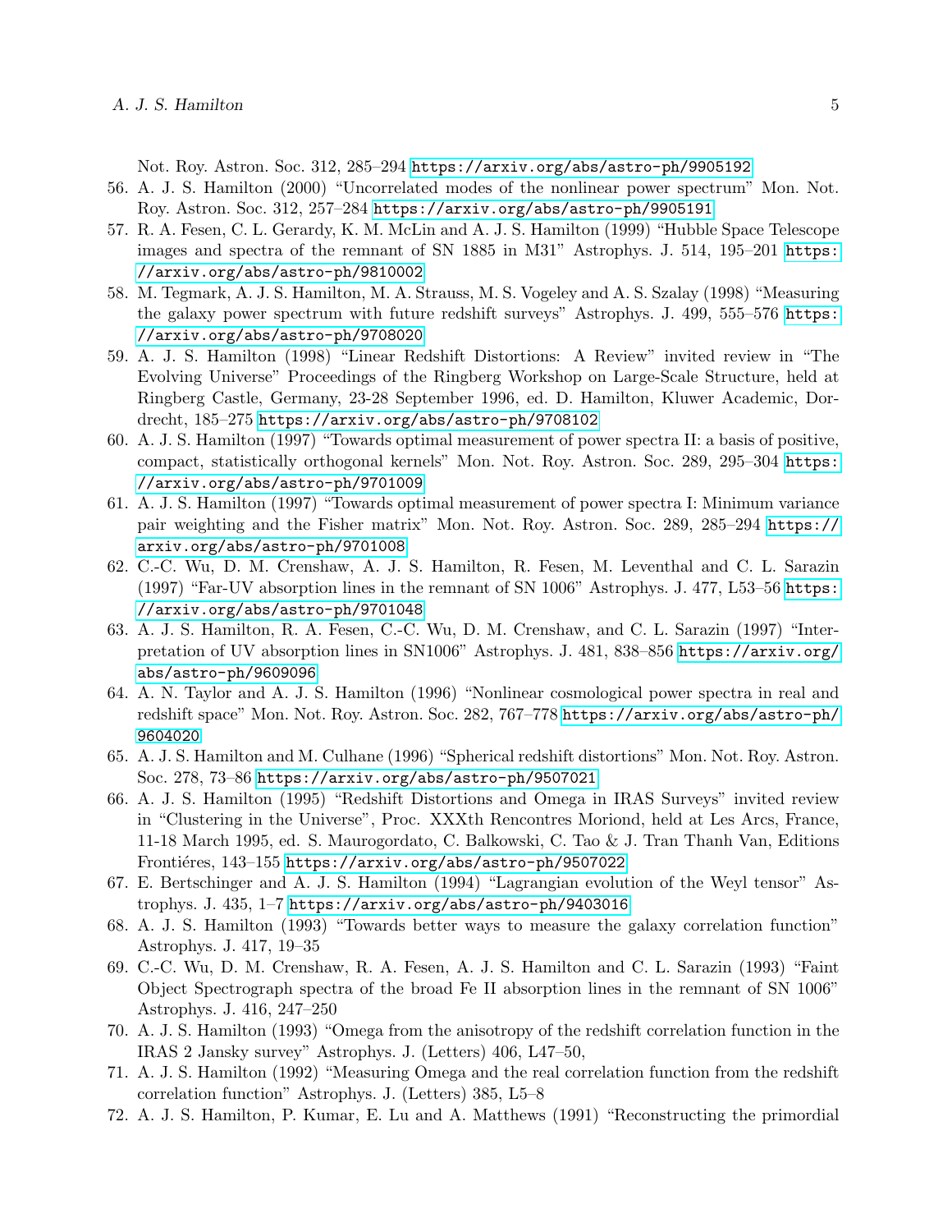Not. Roy. Astron. Soc. 312, 285–294 https://arxiv.org/abs/astro-ph/9905192

56. A. J. S. Hamilton (2000) "Uncorrelated modes of the nonlinear power spectrum" Mon. Not. Roy. Astron. Soc. 312, 257–284 https://arxiv.org/abs/astro-ph/9905191
57. R. A. Fesen, C. L. Gerardy, K. M. McLin and A. J. S. Hamilton (1999) "Hubble Space Telescope images and spectra of the remnant of SN 1885 in M31" Astrophys. J. 514, 195–201 https://arxiv.org/abs/astro-ph/9810002
58. M. Tegmark, A. J. S. Hamilton, M. A. Strauss, M. S. Vogeley and A. S. Szalay (1998) "Measuring the galaxy power spectrum with future redshift surveys" Astrophys. J. 499, 555–576 https://arxiv.org/abs/astro-ph/9708020
59. A. J. S. Hamilton (1998) "Linear Redshift Distortions: A Review" invited review in "The Evolving Universe" Proceedings of the Ringberg Workshop on Large-Scale Structure, held at Ringberg Castle, Germany, 23-28 September 1996, ed. D. Hamilton, Kluwer Academic, Dordrecht, 185–275 https://arxiv.org/abs/astro-ph/9708102
60. A. J. S. Hamilton (1997) "Towards optimal measurement of power spectra II: a basis of positive, compact, statistically orthogonal kernels" Mon. Not. Roy. Astron. Soc. 289, 295–304 https://arxiv.org/abs/astro-ph/9701009
61. A. J. S. Hamilton (1997) "Towards optimal measurement of power spectra I: Minimum variance pair weighting and the Fisher matrix" Mon. Not. Roy. Astron. Soc. 289, 285–294 https://arxiv.org/abs/astro-ph/9701008
62. C.-C. Wu, D. M. Crenshaw, A. J. S. Hamilton, R. Fesen, M. Leventhal and C. L. Sarazin (1997) "Far-UV absorption lines in the remnant of SN 1006" Astrophys. J. 477, L53–56 https://arxiv.org/abs/astro-ph/9701048
63. A. J. S. Hamilton, R. A. Fesen, C.-C. Wu, D. M. Crenshaw, and C. L. Sarazin (1997) "Interpretation of UV absorption lines in SN1006" Astrophys. J. 481, 838–856 https://arxiv.org/abs/astro-ph/9609096
64. A. N. Taylor and A. J. S. Hamilton (1996) "Nonlinear cosmological power spectra in real and redshift space" Mon. Not. Roy. Astron. Soc. 282, 767–778 https://arxiv.org/abs/astro-ph/9604020
65. A. J. S. Hamilton and M. Culhane (1996) "Spherical redshift distortions" Mon. Not. Roy. Astron. Soc. 278, 73–86 https://arxiv.org/abs/astro-ph/9507021
66. A. J. S. Hamilton (1995) "Redshift Distortions and Omega in IRAS Surveys" invited review in "Clustering in the Universe", Proc. XXXth Rencontres Moriond, held at Les Arcs, France, 11-18 March 1995, ed. S. Maurogordato, C. Balkowski, C. Tao & J. Tran Thanh Van, Editions Frontiéres, 143–155 https://arxiv.org/abs/astro-ph/9507022
67. E. Bertschinger and A. J. S. Hamilton (1994) "Lagrangian evolution of the Weyl tensor" Astrophys. J. 435, 1–7 https://arxiv.org/abs/astro-ph/9403016
68. A. J. S. Hamilton (1993) "Towards better ways to measure the galaxy correlation function" Astrophys. J. 417, 19–35
69. C.-C. Wu, D. M. Crenshaw, R. A. Fesen, A. J. S. Hamilton and C. L. Sarazin (1993) "Faint Object Spectrograph spectra of the broad Fe II absorption lines in the remnant of SN 1006" Astrophys. J. 416, 247–250
70. A. J. S. Hamilton (1993) "Omega from the anisotropy of the redshift correlation function in the IRAS 2 Jansky survey" Astrophys. J. (Letters) 406, L47–50,
71. A. J. S. Hamilton (1992) "Measuring Omega and the real correlation function from the redshift correlation function" Astrophys. J. (Letters) 385, L5–8
72. A. J. S. Hamilton, P. Kumar, E. Lu and A. Matthews (1991) "Reconstructing the primordial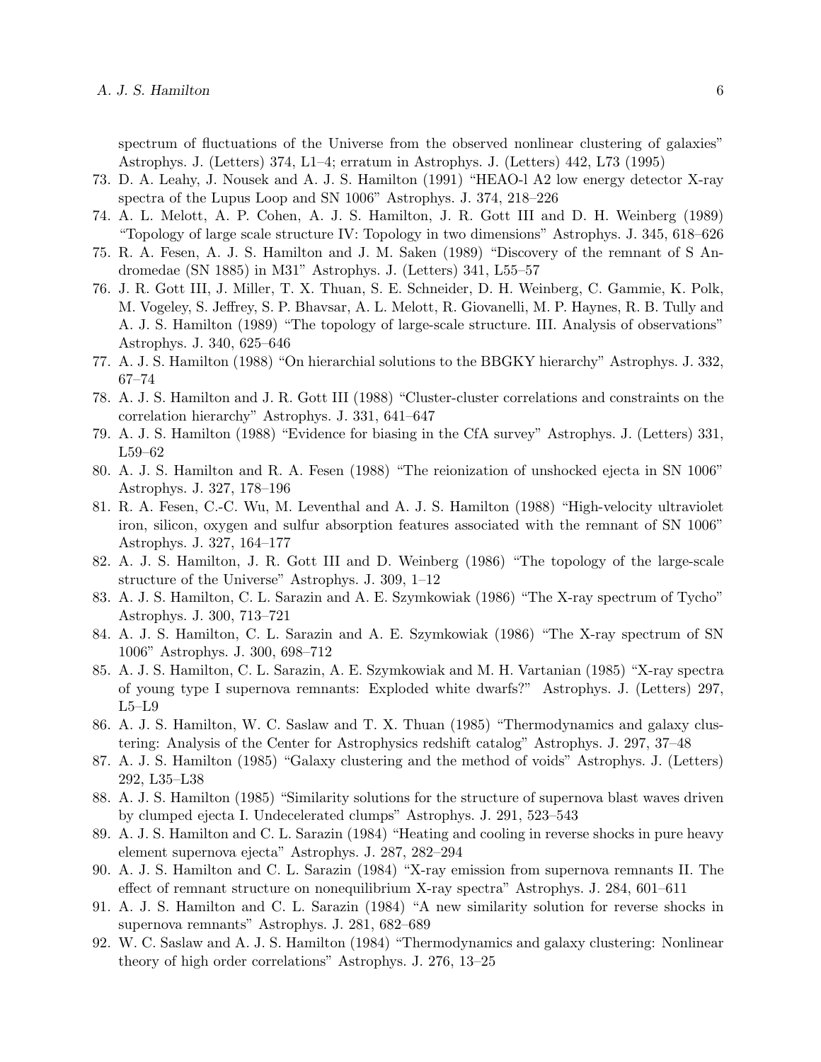spectrum of fluctuations of the Universe from the observed nonlinear clustering of galaxies" Astrophys. J. (Letters) 374, L1–4; erratum in Astrophys. J. (Letters) 442, L73 (1995)

73. D. A. Leahy, J. Nousek and A. J. S. Hamilton (1991) "HEAO-l A2 low energy detector X-ray spectra of the Lupus Loop and SN 1006" Astrophys. J. 374, 218–226
74. A. L. Melott, A. P. Cohen, A. J. S. Hamilton, J. R. Gott III and D. H. Weinberg (1989) "Topology of large scale structure IV: Topology in two dimensions" Astrophys. J. 345, 618–626
75. R. A. Fesen, A. J. S. Hamilton and J. M. Saken (1989) "Discovery of the remnant of S Andromedae (SN 1885) in M31" Astrophys. J. (Letters) 341, L55–57
76. J. R. Gott III, J. Miller, T. X. Thuan, S. E. Schneider, D. H. Weinberg, C. Gammie, K. Polk, M. Vogeley, S. Jeffrey, S. P. Bhavsar, A. L. Melott, R. Giovanelli, M. P. Haynes, R. B. Tully and A. J. S. Hamilton (1989) "The topology of large-scale structure. III. Analysis of observations" Astrophys. J. 340, 625–646
77. A. J. S. Hamilton (1988) "On hierarchial solutions to the BBGKY hierarchy" Astrophys. J. 332, 67–74
78. A. J. S. Hamilton and J. R. Gott III (1988) "Cluster-cluster correlations and constraints on the correlation hierarchy" Astrophys. J. 331, 641–647
79. A. J. S. Hamilton (1988) "Evidence for biasing in the CfA survey" Astrophys. J. (Letters) 331, L59–62
80. A. J. S. Hamilton and R. A. Fesen (1988) "The reionization of unshocked ejecta in SN 1006" Astrophys. J. 327, 178–196
81. R. A. Fesen, C.-C. Wu, M. Leventhal and A. J. S. Hamilton (1988) "High-velocity ultraviolet iron, silicon, oxygen and sulfur absorption features associated with the remnant of SN 1006" Astrophys. J. 327, 164–177
82. A. J. S. Hamilton, J. R. Gott III and D. Weinberg (1986) "The topology of the large-scale structure of the Universe" Astrophys. J. 309, 1–12
83. A. J. S. Hamilton, C. L. Sarazin and A. E. Szymkowiak (1986) "The X-ray spectrum of Tycho" Astrophys. J. 300, 713–721
84. A. J. S. Hamilton, C. L. Sarazin and A. E. Szymkowiak (1986) "The X-ray spectrum of SN 1006" Astrophys. J. 300, 698–712
85. A. J. S. Hamilton, C. L. Sarazin, A. E. Szymkowiak and M. H. Vartanian (1985) "X-ray spectra of young type I supernova remnants: Exploded white dwarfs?" Astrophys. J. (Letters) 297, L5–L9
86. A. J. S. Hamilton, W. C. Saslaw and T. X. Thuan (1985) "Thermodynamics and galaxy clustering: Analysis of the Center for Astrophysics redshift catalog" Astrophys. J. 297, 37–48
87. A. J. S. Hamilton (1985) "Galaxy clustering and the method of voids" Astrophys. J. (Letters) 292, L35–L38
88. A. J. S. Hamilton (1985) "Similarity solutions for the structure of supernova blast waves driven by clumped ejecta I. Undecelerated clumps" Astrophys. J. 291, 523–543
89. A. J. S. Hamilton and C. L. Sarazin (1984) "Heating and cooling in reverse shocks in pure heavy element supernova ejecta" Astrophys. J. 287, 282–294
90. A. J. S. Hamilton and C. L. Sarazin (1984) "X-ray emission from supernova remnants II. The effect of remnant structure on nonequilibrium X-ray spectra" Astrophys. J. 284, 601–611
91. A. J. S. Hamilton and C. L. Sarazin (1984) "A new similarity solution for reverse shocks in supernova remnants" Astrophys. J. 281, 682–689
92. W. C. Saslaw and A. J. S. Hamilton (1984) "Thermodynamics and galaxy clustering: Nonlinear theory of high order correlations" Astrophys. J. 276, 13–25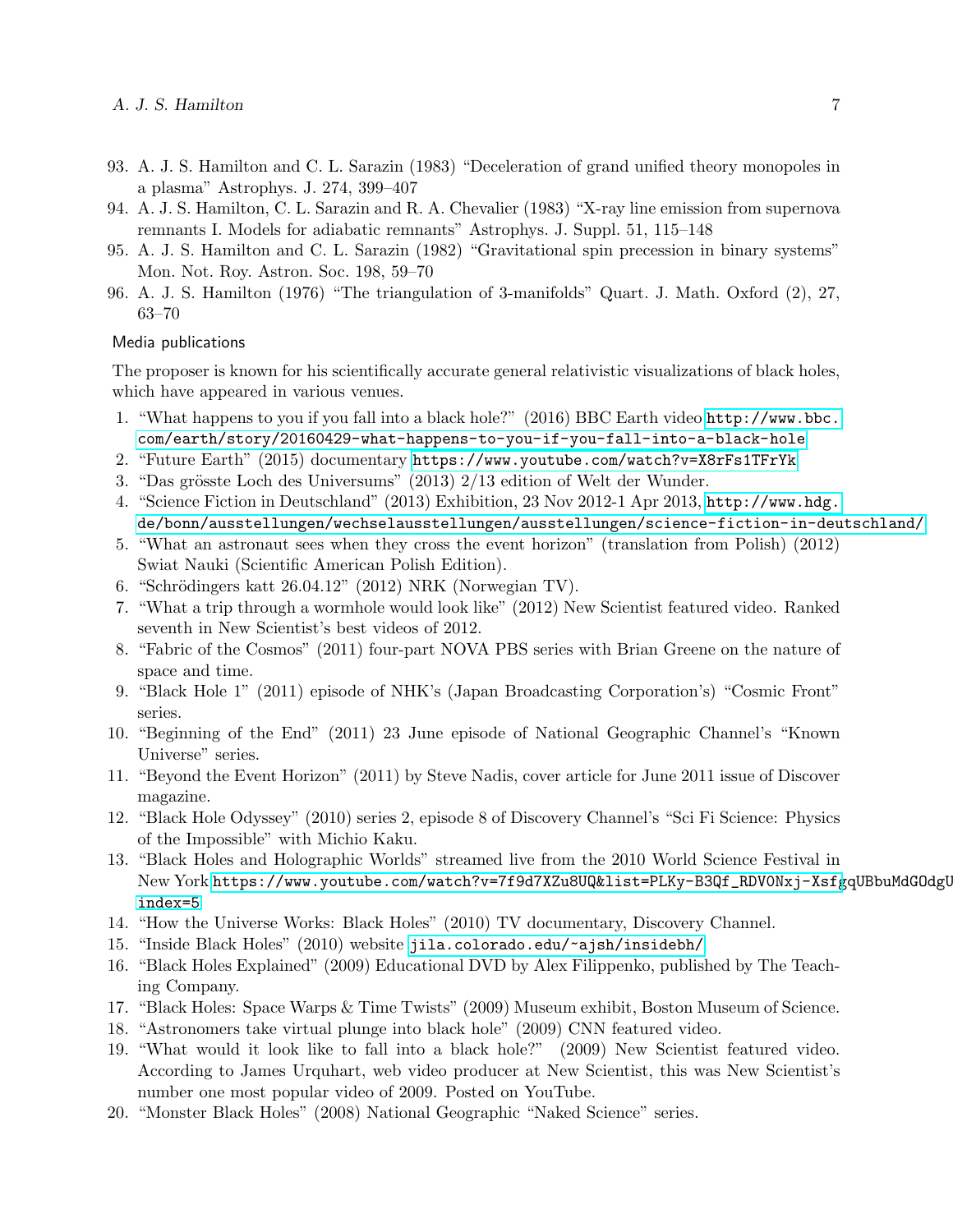93. A. J. S. Hamilton and C. L. Sarazin (1983) "Deceleration of grand unified theory monopoles in a plasma" Astrophys. J. 274, 399–407
94. A. J. S. Hamilton, C. L. Sarazin and R. A. Chevalier (1983) "X-ray line emission from supernova remnants I. Models for adiabatic remnants" Astrophys. J. Suppl. 51, 115–148
95. A. J. S. Hamilton and C. L. Sarazin (1982) "Gravitational spin precession in binary systems" Mon. Not. Roy. Astron. Soc. 198, 59–70
96. A. J. S. Hamilton (1976) "The triangulation of 3-manifolds" Quart. J. Math. Oxford (2), 27, 63–70

### Media publications

The proposer is known for his scientifically accurate general relativistic visualizations of black holes, which have appeared in various venues.

1. "What happens to you if you fall into a black hole?" (2016) BBC Earth video `http://www.bbc.com/earth/story/20160429-what-happens-to-you-if-you-fall-into-a-black-hole`
2. "Future Earth" (2015) documentary `https://www.youtube.com/watch?v=X8rFs1TFrYk`
3. "Das grösste Loch des Universums" (2013) 2/13 edition of Welt der Wunder.
4. "Science Fiction in Deutschland" (2013) Exhibition, 23 Nov 2012-1 Apr 2013, `http://www.hdg.de/bonn/ausstellungen/wechselausstellungen/ausstellungen/science-fiction-in-deutschland/`
5. "What an astronaut sees when they cross the event horizon" (translation from Polish) (2012) Swiat Nauki (Scientific American Polish Edition).
6. "Schrödingers katt 26.04.12" (2012) NRK (Norwegian TV).
7. "What a trip through a wormhole would look like" (2012) New Scientist featured video. Ranked seventh in New Scientist's best videos of 2012.
8. "Fabric of the Cosmos" (2011) four-part NOVA PBS series with Brian Greene on the nature of space and time.
9. "Black Hole 1" (2011) episode of NHK's (Japan Broadcasting Corporation's) "Cosmic Front" series.
10. "Beginning of the End" (2011) 23 June episode of National Geographic Channel's "Known Universe" series.
11. "Beyond the Event Horizon" (2011) by Steve Nadis, cover article for June 2011 issue of Discover magazine.
12. "Black Hole Odyssey" (2010) series 2, episode 8 of Discovery Channel's "Sci Fi Science: Physics of the Impossible" with Michio Kaku.
13. "Black Holes and Holographic Worlds" streamed live from the 2010 World Science Festival in New York `https://www.youtube.com/watch?v=7f9d7XZu8UQ&list=PLKy-B3Qf_RDV0Nxj-XsfgqUBbuMdGOdgU&index=5`
14. "How the Universe Works: Black Holes" (2010) TV documentary, Discovery Channel.
15. "Inside Black Holes" (2010) website `jila.colorado.edu/~ajsh/insidebh/`
16. "Black Holes Explained" (2009) Educational DVD by Alex Filippenko, published by The Teaching Company.
17. "Black Holes: Space Warps & Time Twists" (2009) Museum exhibit, Boston Museum of Science.
18. "Astronomers take virtual plunge into black hole" (2009) CNN featured video.
19. "What would it look like to fall into a black hole?" (2009) New Scientist featured video. According to James Urquhart, web video producer at New Scientist, this was New Scientist's number one most popular video of 2009. Posted on YouTube.
20. "Monster Black Holes" (2008) National Geographic "Naked Science" series.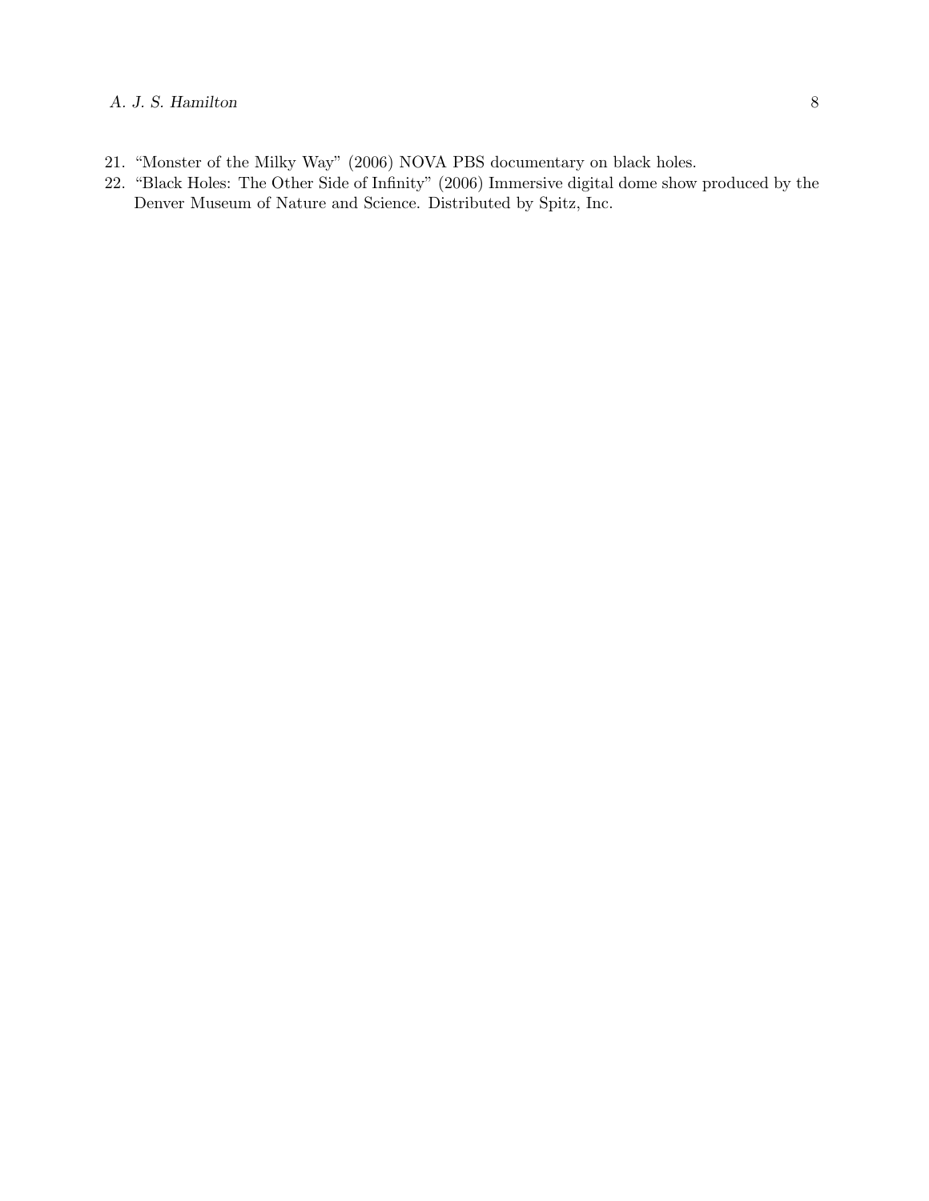21. "Monster of the Milky Way" (2006) NOVA PBS documentary on black holes.
22. "Black Holes: The Other Side of Infinity" (2006) Immersive digital dome show produced by the Denver Museum of Nature and Science. Distributed by Spitz, Inc.